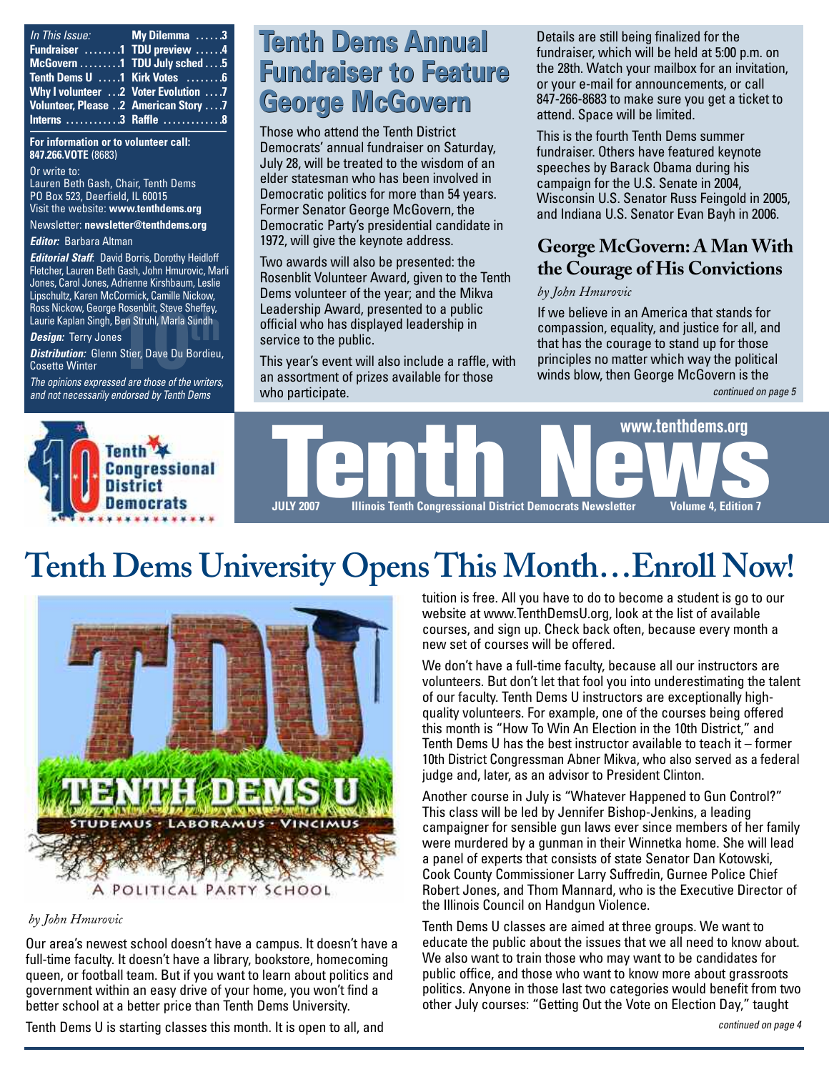| *In This Issue:* | |
| --- | --- |
| **Fundraiser ........1** | **My Dilemma ......3** |
| **McGovern .........1** | **TDU preview ......4** |
| **Tenth Dems U .....1** | **TDU July sched ....5** |
| **Why I volunteer ...2** | **Kirk Votes ........6** |
| **Volunteer, Please ..2** | **Voter Evolution ....7** |
| **Interns ...........3** | **American Story ....7** |
| | **Raffle ............8** |

**For information or to volunteer call: 847.266.VOTE** (8683)

Or write to:
Lauren Beth Gash, Chair, Tenth Dems
PO Box 523, Deerfield, IL 60015
Visit the website: **www.tenthdems.org**

Newsletter: **newsletter@tenthdems.org**

***Editor:*** Barbara Altman

***Editorial Staff*:** David Borris, Dorothy Heidloff Fletcher, Lauren Beth Gash, John Hmurovic, Marli Jones, Carol Jones, Adrienne Kirshbaum, Leslie Lipschultz, Karen McCormick, Camille Nickow, Ross Nickow, George Rosenblit, Steve Sheffey, Laurie Kaplan Singh, Ben Struhl, Marla Sundh

***Design:*** Terry Jones

***Distribution:*** Glenn Stier, Dave Du Bordieu, Cosette Winter

*The opinions expressed are those of the writers, and not necessarily endorsed by Tenth Dems*

# Tenth Dems Annual Fundraiser to Feature George McGovern

Those who attend the Tenth District Democrats' annual fundraiser on Saturday, July 28, will be treated to the wisdom of an elder statesman who has been involved in Democratic politics for more than 54 years. Former Senator George McGovern, the Democratic Party's presidential candidate in 1972, will give the keynote address.

Two awards will also be presented: the Rosenblit Volunteer Award, given to the Tenth Dems volunteer of the year; and the Mikva Leadership Award, presented to a public official who has displayed leadership in service to the public.

This year's event will also include a raffle, with an assortment of prizes available for those who participate.

Details are still being finalized for the fundraiser, which will be held at 5:00 p.m. on the 28th. Watch your mailbox for an invitation, or your e-mail for announcements, or call 847-266-8683 to make sure you get a ticket to attend. Space will be limited.

This is the fourth Tenth Dems summer fundraiser. Others have featured keynote speeches by Barack Obama during his campaign for the U.S. Senate in 2004, Wisconsin U.S. Senator Russ Feingold in 2005, and Indiana U.S. Senator Evan Bayh in 2006.

## George McGovern: A Man With the Courage of His Convictions

*by John Hmurovic*

If we believe in an America that stands for compassion, equality, and justice for all, and that has the courage to stand up for those principles no matter which way the political winds blow, then George McGovern is the

*continued on page 5*

**Tenth Congressional District Democrats**

# Tenth News

www.tenthdems.org

**JULY 2007** **Illinois Tenth Congressional District Democrats Newsletter** **Volume 4, Edition 7**

# Tenth Dems University Opens This Month…Enroll Now!

TDU
TENTH DEMS U
STUDEMUS · LABORAMUS · VINCIMUS
A POLITICAL PARTY SCHOOL

*by John Hmurovic*

Our area's newest school doesn't have a campus. It doesn't have a full-time faculty. It doesn't have a library, bookstore, homecoming queen, or football team. But if you want to learn about politics and government within an easy drive of your home, you won't find a better school at a better price than Tenth Dems University.

Tenth Dems U is starting classes this month. It is open to all, and tuition is free. All you have to do to become a student is go to our website at www.TenthDemsU.org, look at the list of available courses, and sign up. Check back often, because every month a new set of courses will be offered.

We don't have a full-time faculty, because all our instructors are volunteers. But don't let that fool you into underestimating the talent of our faculty. Tenth Dems U instructors are exceptionally high-quality volunteers. For example, one of the courses being offered this month is "How To Win An Election in the 10th District," and Tenth Dems U has the best instructor available to teach it – former 10th District Congressman Abner Mikva, who also served as a federal judge and, later, as an advisor to President Clinton.

Another course in July is "Whatever Happened to Gun Control?" This class will be led by Jennifer Bishop-Jenkins, a leading campaigner for sensible gun laws ever since members of her family were murdered by a gunman in their Winnetka home. She will lead a panel of experts that consists of state Senator Dan Kotowski, Cook County Commissioner Larry Suffredin, Gurnee Police Chief Robert Jones, and Thom Mannard, who is the Executive Director of the Illinois Council on Handgun Violence.

Tenth Dems U classes are aimed at three groups. We want to educate the public about the issues that we all need to know about. We also want to train those who may want to be candidates for public office, and those who want to know more about grassroots politics. Anyone in those last two categories would benefit from two other July courses: "Getting Out the Vote on Election Day," taught

*continued on page 4*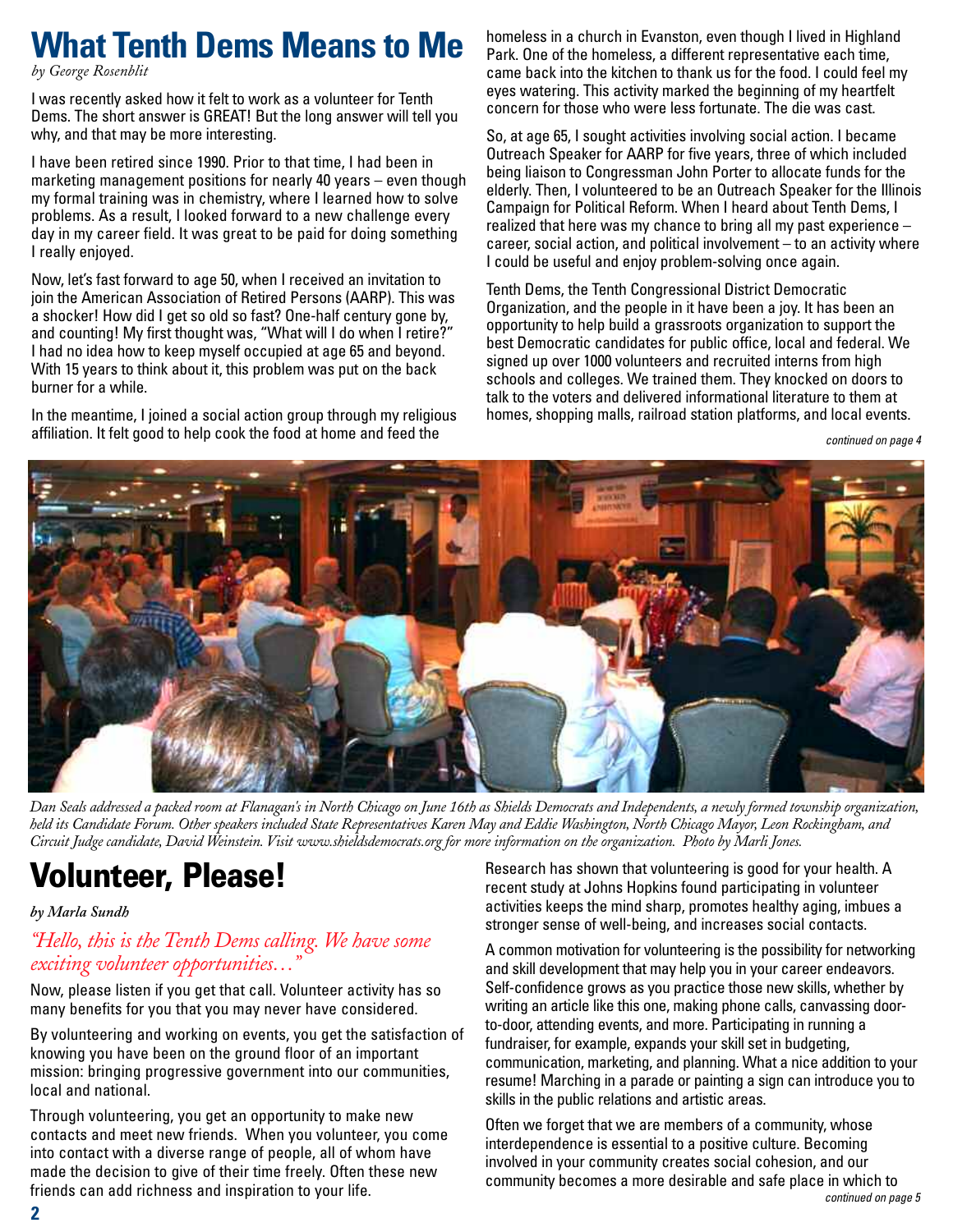# What Tenth Dems Means to Me

*by George Rosenblit*

I was recently asked how it felt to work as a volunteer for Tenth Dems. The short answer is GREAT! But the long answer will tell you why, and that may be more interesting.

I have been retired since 1990. Prior to that time, I had been in marketing management positions for nearly 40 years – even though my formal training was in chemistry, where I learned how to solve problems. As a result, I looked forward to a new challenge every day in my career field. It was great to be paid for doing something I really enjoyed.

Now, let's fast forward to age 50, when I received an invitation to join the American Association of Retired Persons (AARP). This was a shocker! How did I get so old so fast? One-half century gone by, and counting! My first thought was, "What will I do when I retire?" I had no idea how to keep myself occupied at age 65 and beyond. With 15 years to think about it, this problem was put on the back burner for a while.

In the meantime, I joined a social action group through my religious affiliation. It felt good to help cook the food at home and feed the homeless in a church in Evanston, even though I lived in Highland Park. One of the homeless, a different representative each time, came back into the kitchen to thank us for the food. I could feel my eyes watering. This activity marked the beginning of my heartfelt concern for those who were less fortunate. The die was cast.

So, at age 65, I sought activities involving social action. I became Outreach Speaker for AARP for five years, three of which included being liaison to Congressman John Porter to allocate funds for the elderly. Then, I volunteered to be an Outreach Speaker for the Illinois Campaign for Political Reform. When I heard about Tenth Dems, I realized that here was my chance to bring all my past experience – career, social action, and political involvement – to an activity where I could be useful and enjoy problem-solving once again.

Tenth Dems, the Tenth Congressional District Democratic Organization, and the people in it have been a joy. It has been an opportunity to help build a grassroots organization to support the best Democratic candidates for public office, local and federal. We signed up over 1000 volunteers and recruited interns from high schools and colleges. We trained them. They knocked on doors to talk to the voters and delivered informational literature to them at homes, shopping malls, railroad station platforms, and local events.

*continued on page 4*

*Dan Seals addressed a packed room at Flanagan's in North Chicago on June 16th as Shields Democrats and Independents, a newly formed township organization, held its Candidate Forum. Other speakers included State Representatives Karen May and Eddie Washington, North Chicago Mayor, Leon Rockingham, and Circuit Judge candidate, David Weinstein. Visit www.shieldsdemocrats.org for more information on the organization. Photo by Marli Jones.*

# Volunteer, Please!

*by Marla Sundh*

*"Hello, this is the Tenth Dems calling. We have some exciting volunteer opportunities…"*

Now, please listen if you get that call. Volunteer activity has so many benefits for you that you may never have considered.

By volunteering and working on events, you get the satisfaction of knowing you have been on the ground floor of an important mission: bringing progressive government into our communities, local and national.

Through volunteering, you get an opportunity to make new contacts and meet new friends. When you volunteer, you come into contact with a diverse range of people, all of whom have made the decision to give of their time freely. Often these new friends can add richness and inspiration to your life.

Research has shown that volunteering is good for your health. A recent study at Johns Hopkins found participating in volunteer activities keeps the mind sharp, promotes healthy aging, imbues a stronger sense of well-being, and increases social contacts.

A common motivation for volunteering is the possibility for networking and skill development that may help you in your career endeavors. Self-confidence grows as you practice those new skills, whether by writing an article like this one, making phone calls, canvassing door-to-door, attending events, and more. Participating in running a fundraiser, for example, expands your skill set in budgeting, communication, marketing, and planning. What a nice addition to your resume! Marching in a parade or painting a sign can introduce you to skills in the public relations and artistic areas.

Often we forget that we are members of a community, whose interdependence is essential to a positive culture. Becoming involved in your community creates social cohesion, and our community becomes a more desirable and safe place in which to

*continued on page 5*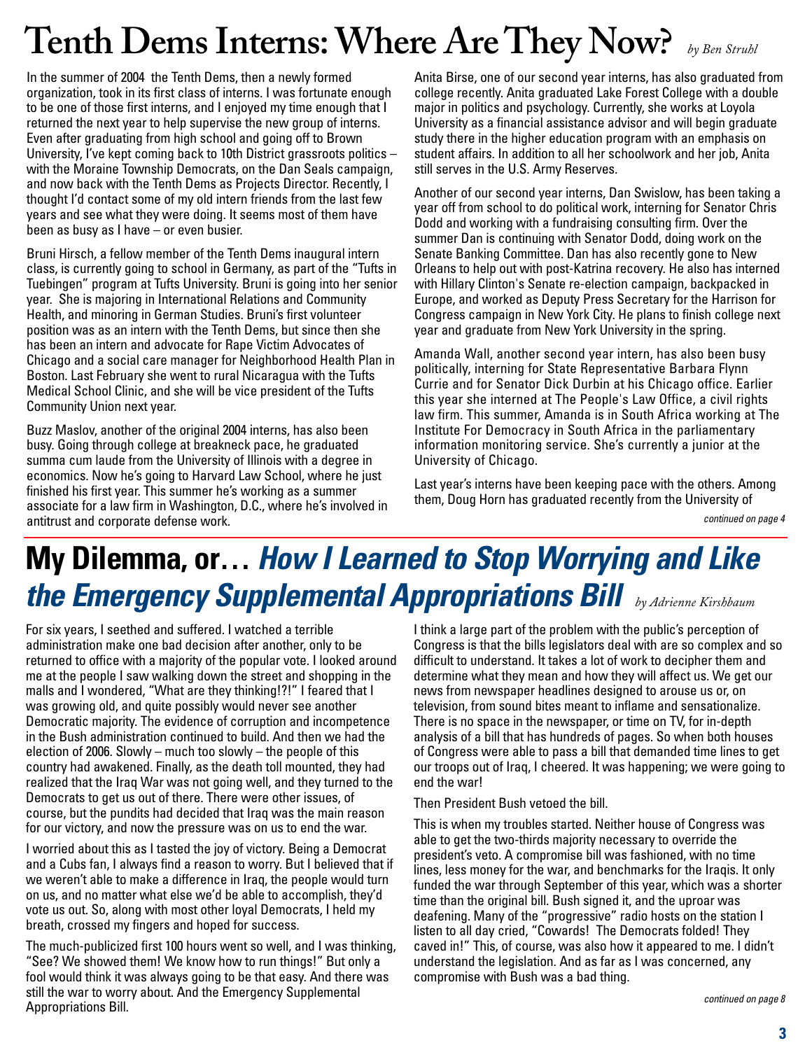# Tenth Dems Interns: Where Are They Now?

*by Ben Struhl*

In the summer of 2004 the Tenth Dems, then a newly formed organization, took in its first class of interns. I was fortunate enough to be one of those first interns, and I enjoyed my time enough that I returned the next year to help supervise the new group of interns. Even after graduating from high school and going off to Brown University, I've kept coming back to 10th District grassroots politics – with the Moraine Township Democrats, on the Dan Seals campaign, and now back with the Tenth Dems as Projects Director. Recently, I thought I'd contact some of my old intern friends from the last few years and see what they were doing. It seems most of them have been as busy as I have – or even busier.

Bruni Hirsch, a fellow member of the Tenth Dems inaugural intern class, is currently going to school in Germany, as part of the "Tufts in Tuebingen" program at Tufts University. Bruni is going into her senior year. She is majoring in International Relations and Community Health, and minoring in German Studies. Bruni's first volunteer position was as an intern with the Tenth Dems, but since then she has been an intern and advocate for Rape Victim Advocates of Chicago and a social care manager for Neighborhood Health Plan in Boston. Last February she went to rural Nicaragua with the Tufts Medical School Clinic, and she will be vice president of the Tufts Community Union next year.

Buzz Maslov, another of the original 2004 interns, has also been busy. Going through college at breakneck pace, he graduated summa cum laude from the University of Illinois with a degree in economics. Now he's going to Harvard Law School, where he just finished his first year. This summer he's working as a summer associate for a law firm in Washington, D.C., where he's involved in antitrust and corporate defense work.

Anita Birse, one of our second year interns, has also graduated from college recently. Anita graduated Lake Forest College with a double major in politics and psychology. Currently, she works at Loyola University as a financial assistance advisor and will begin graduate study there in the higher education program with an emphasis on student affairs. In addition to all her schoolwork and her job, Anita still serves in the U.S. Army Reserves.

Another of our second year interns, Dan Swislow, has been taking a year off from school to do political work, interning for Senator Chris Dodd and working with a fundraising consulting firm. Over the summer Dan is continuing with Senator Dodd, doing work on the Senate Banking Committee. Dan has also recently gone to New Orleans to help out with post-Katrina recovery. He also has interned with Hillary Clinton's Senate re-election campaign, backpacked in Europe, and worked as Deputy Press Secretary for the Harrison for Congress campaign in New York City. He plans to finish college next year and graduate from New York University in the spring.

Amanda Wall, another second year intern, has also been busy politically, interning for State Representative Barbara Flynn Currie and for Senator Dick Durbin at his Chicago office. Earlier this year she interned at The People's Law Office, a civil rights law firm. This summer, Amanda is in South Africa working at The Institute For Democracy in South Africa in the parliamentary information monitoring service. She's currently a junior at the University of Chicago.

Last year's interns have been keeping pace with the others. Among them, Doug Horn has graduated recently from the University of

*continued on page 4*

# My Dilemma, or… *How I Learned to Stop Worrying and Like the Emergency Supplemental Appropriations Bill*

*by Adrienne Kirshbaum*

For six years, I seethed and suffered. I watched a terrible administration make one bad decision after another, only to be returned to office with a majority of the popular vote. I looked around me at the people I saw walking down the street and shopping in the malls and I wondered, "What are they thinking!?!" I feared that I was growing old, and quite possibly would never see another Democratic majority. The evidence of corruption and incompetence in the Bush administration continued to build. And then we had the election of 2006. Slowly – much too slowly – the people of this country had awakened. Finally, as the death toll mounted, they had realized that the Iraq War was not going well, and they turned to the Democrats to get us out of there. There were other issues, of course, but the pundits had decided that Iraq was the main reason for our victory, and now the pressure was on us to end the war.

I worried about this as I tasted the joy of victory. Being a Democrat and a Cubs fan, I always find a reason to worry. But I believed that if we weren't able to make a difference in Iraq, the people would turn on us, and no matter what else we'd be able to accomplish, they'd vote us out. So, along with most other loyal Democrats, I held my breath, crossed my fingers and hoped for success.

The much-publicized first 100 hours went so well, and I was thinking, "See? We showed them! We know how to run things!" But only a fool would think it was always going to be that easy. And there was still the war to worry about. And the Emergency Supplemental Appropriations Bill.

I think a large part of the problem with the public's perception of Congress is that the bills legislators deal with are so complex and so difficult to understand. It takes a lot of work to decipher them and determine what they mean and how they will affect us. We get our news from newspaper headlines designed to arouse us or, on television, from sound bites meant to inflame and sensationalize. There is no space in the newspaper, or time on TV, for in-depth analysis of a bill that has hundreds of pages. So when both houses of Congress were able to pass a bill that demanded time lines to get our troops out of Iraq, I cheered. It was happening; we were going to end the war!

Then President Bush vetoed the bill.

This is when my troubles started. Neither house of Congress was able to get the two-thirds majority necessary to override the president's veto. A compromise bill was fashioned, with no time lines, less money for the war, and benchmarks for the Iraqis. It only funded the war through September of this year, which was a shorter time than the original bill. Bush signed it, and the uproar was deafening. Many of the "progressive" radio hosts on the station I listen to all day cried, "Cowards! The Democrats folded! They caved in!" This, of course, was also how it appeared to me. I didn't understand the legislation. And as far as I was concerned, any compromise with Bush was a bad thing.

*continued on page 8*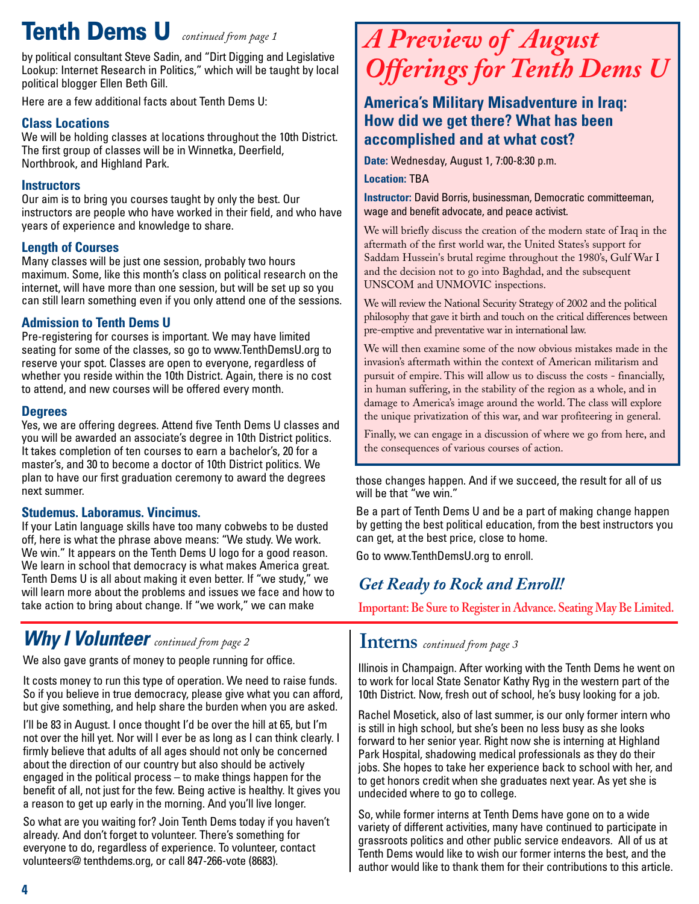# Tenth Dems U *continued from page 1*

by political consultant Steve Sadin, and "Dirt Digging and Legislative Lookup: Internet Research in Politics," which will be taught by local political blogger Ellen Beth Gill.

Here are a few additional facts about Tenth Dems U:

### Class Locations

We will be holding classes at locations throughout the 10th District. The first group of classes will be in Winnetka, Deerfield, Northbrook, and Highland Park.

### Instructors

Our aim is to bring you courses taught by only the best. Our instructors are people who have worked in their field, and who have years of experience and knowledge to share.

### Length of Courses

Many classes will be just one session, probably two hours maximum. Some, like this month's class on political research on the internet, will have more than one session, but will be set up so you can still learn something even if you only attend one of the sessions.

### Admission to Tenth Dems U

Pre-registering for courses is important. We may have limited seating for some of the classes, so go to www.TenthDemsU.org to reserve your spot. Classes are open to everyone, regardless of whether you reside within the 10th District. Again, there is no cost to attend, and new courses will be offered every month.

### Degrees

Yes, we are offering degrees. Attend five Tenth Dems U classes and you will be awarded an associate's degree in 10th District politics. It takes completion of ten courses to earn a bachelor's, 20 for a master's, and 30 to become a doctor of 10th District politics. We plan to have our first graduation ceremony to award the degrees next summer.

### Studemus. Laboramus. Vincimus.

If your Latin language skills have too many cobwebs to be dusted off, here is what the phrase above means: "We study. We work. We win." It appears on the Tenth Dems U logo for a good reason. We learn in school that democracy is what makes America great. Tenth Dems U is all about making it even better. If "we study," we will learn more about the problems and issues we face and how to take action to bring about change. If "we work," we can make those changes happen. And if we succeed, the result for all of us will be that "we win."

Be a part of Tenth Dems U and be a part of making change happen by getting the best political education, from the best instructors you can get, at the best price, close to home.

Go to www.TenthDemsU.org to enroll.

## *Get Ready to Rock and Enroll!*

**Important: Be Sure to Register in Advance. Seating May Be Limited.**

## *A Preview of August Offerings for Tenth Dems U*

### America's Military Misadventure in Iraq: How did we get there? What has been accomplished and at what cost?

**Date:** Wednesday, August 1, 7:00-8:30 p.m.

**Location:** TBA

**Instructor:** David Borris, businessman, Democratic committeeman, wage and benefit advocate, and peace activist.

We will briefly discuss the creation of the modern state of Iraq in the aftermath of the first world war, the United States's support for Saddam Hussein's brutal regime throughout the 1980's, Gulf War I and the decision not to go into Baghdad, and the subsequent UNSCOM and UNMOVIC inspections.

We will review the National Security Strategy of 2002 and the political philosophy that gave it birth and touch on the critical differences between pre-emptive and preventative war in international law.

We will then examine some of the now obvious mistakes made in the invasion's aftermath within the context of American militarism and pursuit of empire. This will allow us to discuss the costs - financially, in human suffering, in the stability of the region as a whole, and in damage to America's image around the world. The class will explore the unique privatization of this war, and war profiteering in general.

Finally, we can engage in a discussion of where we go from here, and the consequences of various courses of action.

# *Why I Volunteer* *continued from page 2*

We also gave grants of money to people running for office.

It costs money to run this type of operation. We need to raise funds. So if you believe in true democracy, please give what you can afford, but give something, and help share the burden when you are asked.

I'll be 83 in August. I once thought I'd be over the hill at 65, but I'm not over the hill yet. Nor will I ever be as long as I can think clearly. I firmly believe that adults of all ages should not only be concerned about the direction of our country but also should be actively engaged in the political process – to make things happen for the benefit of all, not just for the few. Being active is healthy. It gives you a reason to get up early in the morning. And you'll live longer.

So what are you waiting for? Join Tenth Dems today if you haven't already. And don't forget to volunteer. There's something for everyone to do, regardless of experience. To volunteer, contact volunteers@ tenthdems.org, or call 847-266-vote (8683).

# Interns *continued from page 3*

Illinois in Champaign. After working with the Tenth Dems he went on to work for local State Senator Kathy Ryg in the western part of the 10th District. Now, fresh out of school, he's busy looking for a job.

Rachel Mosetick, also of last summer, is our only former intern who is still in high school, but she's been no less busy as she looks forward to her senior year. Right now she is interning at Highland Park Hospital, shadowing medical professionals as they do their jobs. She hopes to take her experience back to school with her, and to get honors credit when she graduates next year. As yet she is undecided where to go to college.

So, while former interns at Tenth Dems have gone on to a wide variety of different activities, many have continued to participate in grassroots politics and other public service endeavors. All of us at Tenth Dems would like to wish our former interns the best, and the author would like to thank them for their contributions to this article.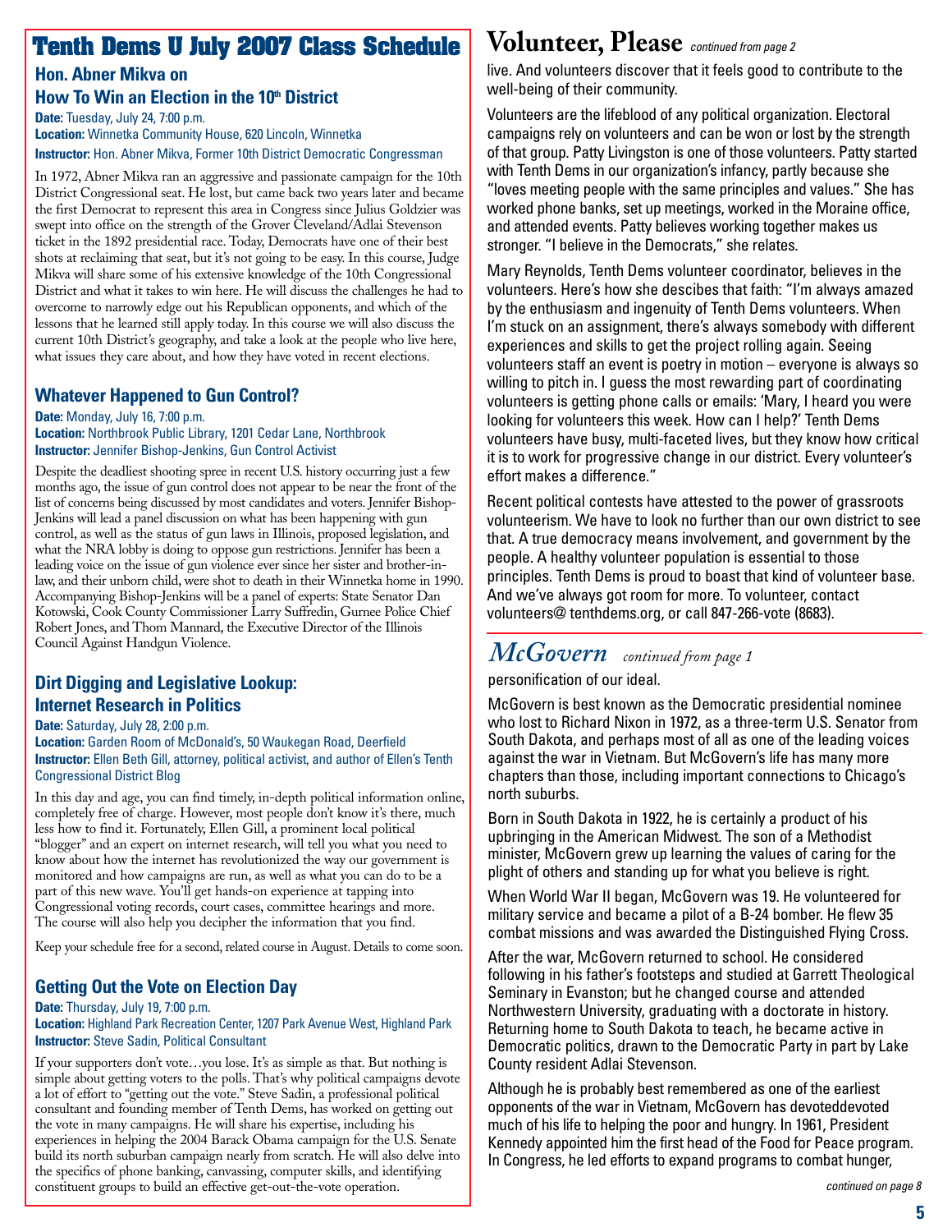# Tenth Dems U July 2007 Class Schedule

## Hon. Abner Mikva on How To Win an Election in the 10th District

**Date:** Tuesday, July 24, 7:00 p.m.
**Location:** Winnetka Community House, 620 Lincoln, Winnetka
**Instructor:** Hon. Abner Mikva, Former 10th District Democratic Congressman

In 1972, Abner Mikva ran an aggressive and passionate campaign for the 10th District Congressional seat. He lost, but came back two years later and became the first Democrat to represent this area in Congress since Julius Goldzier was swept into office on the strength of the Grover Cleveland/Adlai Stevenson ticket in the 1892 presidential race. Today, Democrats have one of their best shots at reclaiming that seat, but it's not going to be easy. In this course, Judge Mikva will share some of his extensive knowledge of the 10th Congressional District and what it takes to win here. He will discuss the challenges he had to overcome to narrowly edge out his Republican opponents, and which of the lessons that he learned still apply today. In this course we will also discuss the current 10th District's geography, and take a look at the people who live here, what issues they care about, and how they have voted in recent elections.

## Whatever Happened to Gun Control?

**Date:** Monday, July 16, 7:00 p.m.
**Location:** Northbrook Public Library, 1201 Cedar Lane, Northbrook
**Instructor:** Jennifer Bishop-Jenkins, Gun Control Activist

Despite the deadliest shooting spree in recent U.S. history occurring just a few months ago, the issue of gun control does not appear to be near the front of the list of concerns being discussed by most candidates and voters. Jennifer Bishop-Jenkins will lead a panel discussion on what has been happening with gun control, as well as the status of gun laws in Illinois, proposed legislation, and what the NRA lobby is doing to oppose gun restrictions. Jennifer has been a leading voice on the issue of gun violence ever since her sister and brother-in-law, and their unborn child, were shot to death in their Winnetka home in 1990. Accompanying Bishop-Jenkins will be a panel of experts: State Senator Dan Kotowski, Cook County Commissioner Larry Suffredin, Gurnee Police Chief Robert Jones, and Thom Mannard, the Executive Director of the Illinois Council Against Handgun Violence.

## Dirt Digging and Legislative Lookup: Internet Research in Politics

**Date:** Saturday, July 28, 2:00 p.m.
**Location:** Garden Room of McDonald's, 50 Waukegan Road, Deerfield
**Instructor:** Ellen Beth Gill, attorney, political activist, and author of Ellen's Tenth Congressional District Blog

In this day and age, you can find timely, in-depth political information online, completely free of charge. However, most people don't know it's there, much less how to find it. Fortunately, Ellen Gill, a prominent local political "blogger" and an expert on internet research, will tell you what you need to know about how the internet has revolutionized the way our government is monitored and how campaigns are run, as well as what you can do to be a part of this new wave. You'll get hands-on experience at tapping into Congressional voting records, court cases, committee hearings and more. The course will also help you decipher the information that you find.

Keep your schedule free for a second, related course in August. Details to come soon.

## Getting Out the Vote on Election Day

**Date:** Thursday, July 19, 7:00 p.m.
**Location:** Highland Park Recreation Center, 1207 Park Avenue West, Highland Park
**Instructor:** Steve Sadin, Political Consultant

If your supporters don't vote…you lose. It's as simple as that. But nothing is simple about getting voters to the polls. That's why political campaigns devote a lot of effort to "getting out the vote." Steve Sadin, a professional political consultant and founding member of Tenth Dems, has worked on getting out the vote in many campaigns. He will share his expertise, including his experiences in helping the 2004 Barack Obama campaign for the U.S. Senate build its north suburban campaign nearly from scratch. He will also delve into the specifics of phone banking, canvassing, computer skills, and identifying constituent groups to build an effective get-out-the-vote operation.

# Volunteer, Please *continued from page 2*

live. And volunteers discover that it feels good to contribute to the well-being of their community.

Volunteers are the lifeblood of any political organization. Electoral campaigns rely on volunteers and can be won or lost by the strength of that group. Patty Livingston is one of those volunteers. Patty started with Tenth Dems in our organization's infancy, partly because she "loves meeting people with the same principles and values." She has worked phone banks, set up meetings, worked in the Moraine office, and attended events. Patty believes working together makes us stronger. "I believe in the Democrats," she relates.

Mary Reynolds, Tenth Dems volunteer coordinator, believes in the volunteers. Here's how she descibes that faith: "I'm always amazed by the enthusiasm and ingenuity of Tenth Dems volunteers. When I'm stuck on an assignment, there's always somebody with different experiences and skills to get the project rolling again. Seeing volunteers staff an event is poetry in motion – everyone is always so willing to pitch in. I guess the most rewarding part of coordinating volunteers is getting phone calls or emails: 'Mary, I heard you were looking for volunteers this week. How can I help?' Tenth Dems volunteers have busy, multi-faceted lives, but they know how critical it is to work for progressive change in our district. Every volunteer's effort makes a difference."

Recent political contests have attested to the power of grassroots volunteerism. We have to look no further than our own district to see that. A true democracy means involvement, and government by the people. A healthy volunteer population is essential to those principles. Tenth Dems is proud to boast that kind of volunteer base. And we've always got room for more. To volunteer, contact volunteers@ tenthdems.org, or call 847-266-vote (8683).

# *McGovern* *continued from page 1*

personification of our ideal.

McGovern is best known as the Democratic presidential nominee who lost to Richard Nixon in 1972, as a three-term U.S. Senator from South Dakota, and perhaps most of all as one of the leading voices against the war in Vietnam. But McGovern's life has many more chapters than those, including important connections to Chicago's north suburbs.

Born in South Dakota in 1922, he is certainly a product of his upbringing in the American Midwest. The son of a Methodist minister, McGovern grew up learning the values of caring for the plight of others and standing up for what you believe is right.

When World War II began, McGovern was 19. He volunteered for military service and became a pilot of a B-24 bomber. He flew 35 combat missions and was awarded the Distinguished Flying Cross.

After the war, McGovern returned to school. He considered following in his father's footsteps and studied at Garrett Theological Seminary in Evanston; but he changed course and attended Northwestern University, graduating with a doctorate in history. Returning home to South Dakota to teach, he became active in Democratic politics, drawn to the Democratic Party in part by Lake County resident Adlai Stevenson.

Although he is probably best remembered as one of the earliest opponents of the war in Vietnam, McGovern has devoteddevoted much of his life to helping the poor and hungry. In 1961, President Kennedy appointed him the first head of the Food for Peace program. In Congress, he led efforts to expand programs to combat hunger,

*continued on page 8*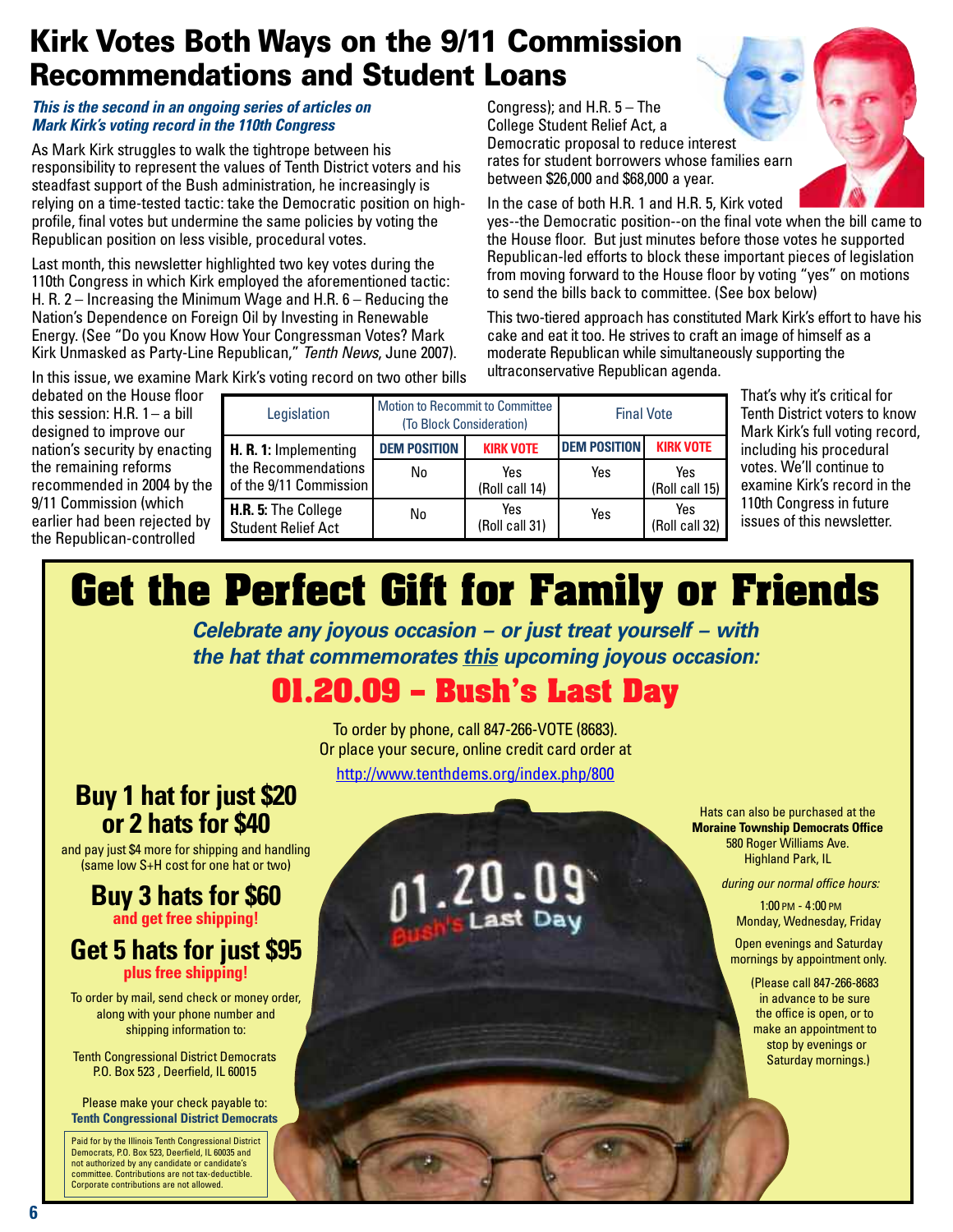# Kirk Votes Both Ways on the 9/11 Commission Recommendations and Student Loans

***This is the second in an ongoing series of articles on Mark Kirk's voting record in the 110th Congress***

As Mark Kirk struggles to walk the tightrope between his responsibility to represent the values of Tenth District voters and his steadfast support of the Bush administration, he increasingly is relying on a time-tested tactic: take the Democratic position on high-profile, final votes but undermine the same policies by voting the Republican position on less visible, procedural votes.

Last month, this newsletter highlighted two key votes during the 110th Congress in which Kirk employed the aforementioned tactic: H. R. 2 – Increasing the Minimum Wage and H.R. 6 – Reducing the Nation's Dependence on Foreign Oil by Investing in Renewable Energy. (See "Do you Know How Your Congressman Votes? Mark Kirk Unmasked as Party-Line Republican," *Tenth News*, June 2007).

In this issue, we examine Mark Kirk's voting record on two other bills debated on the House floor this session: H.R. 1 – a bill designed to improve our nation's security by enacting the remaining reforms recommended in 2004 by the 9/11 Commission (which earlier had been rejected by the Republican-controlled Congress); and H.R. 5 – The College Student Relief Act, a Democratic proposal to reduce interest rates for student borrowers whose families earn between $26,000 and $68,000 a year.

In the case of both H.R. 1 and H.R. 5, Kirk voted yes--the Democratic position--on the final vote when the bill came to the House floor. But just minutes before those votes he supported Republican-led efforts to block these important pieces of legislation from moving forward to the House floor by voting "yes" on motions to send the bills back to committee. (See box below)

This two-tiered approach has constituted Mark Kirk's effort to have his cake and eat it too. He strives to craft an image of himself as a moderate Republican while simultaneously supporting the ultraconservative Republican agenda.

| Legislation | Motion to Recommit to Committee (To Block Consideration) | | Final Vote | |
|---|---|---|---|---|
| | **DEM POSITION** | **KIRK VOTE** | **DEM POSITION** | **KIRK VOTE** |
| **H. R. 1:** Implementing the Recommendations of the 9/11 Commission | No | Yes (Roll call 14) | Yes | Yes (Roll call 15) |
| **H.R. 5:** The College Student Relief Act | No | Yes (Roll call 31) | Yes | Yes (Roll call 32) |

That's why it's critical for Tenth District voters to know Mark Kirk's full voting record, including his procedural votes. We'll continue to examine Kirk's record in the 110th Congress in future issues of this newsletter.

# Get the Perfect Gift for Family or Friends

***Celebrate any joyous occasion – or just treat yourself – with the hat that commemorates this upcoming joyous occasion:***

## 01.20.09 – Bush's Last Day

To order by phone, call 847-266-VOTE (8683).
Or place your secure, online credit card order at
http://www.tenthdems.org/index.php/800

### Buy 1 hat for just $20 or 2 hats for $40

and pay just $4 more for shipping and handling (same low S+H cost for one hat or two)

### Buy 3 hats for $60

**and get free shipping!**

### Get 5 hats for just $95

**plus free shipping!**

To order by mail, send check or money order, along with your phone number and shipping information to:

Tenth Congressional District Democrats
P.O. Box 523 , Deerfield, IL 60015

Please make your check payable to:
**Tenth Congressional District Democrats**

Hats can also be purchased at the **Moraine Township Democrats Office**
580 Roger Williams Ave.
Highland Park, IL

*during our normal office hours:*

1:00 PM - 4:00 PM
Monday, Wednesday, Friday

Open evenings and Saturday mornings by appointment only.

(Please call 847-266-8683 in advance to be sure the office is open, or to make an appointment to stop by evenings or Saturday mornings.)

Paid for by the Illinois Tenth Congressional District Democrats, P.O. Box 523, Deerfield, IL 60035 and not authorized by any candidate or candidate's committee. Contributions are not tax-deductible. Corporate contributions are not allowed.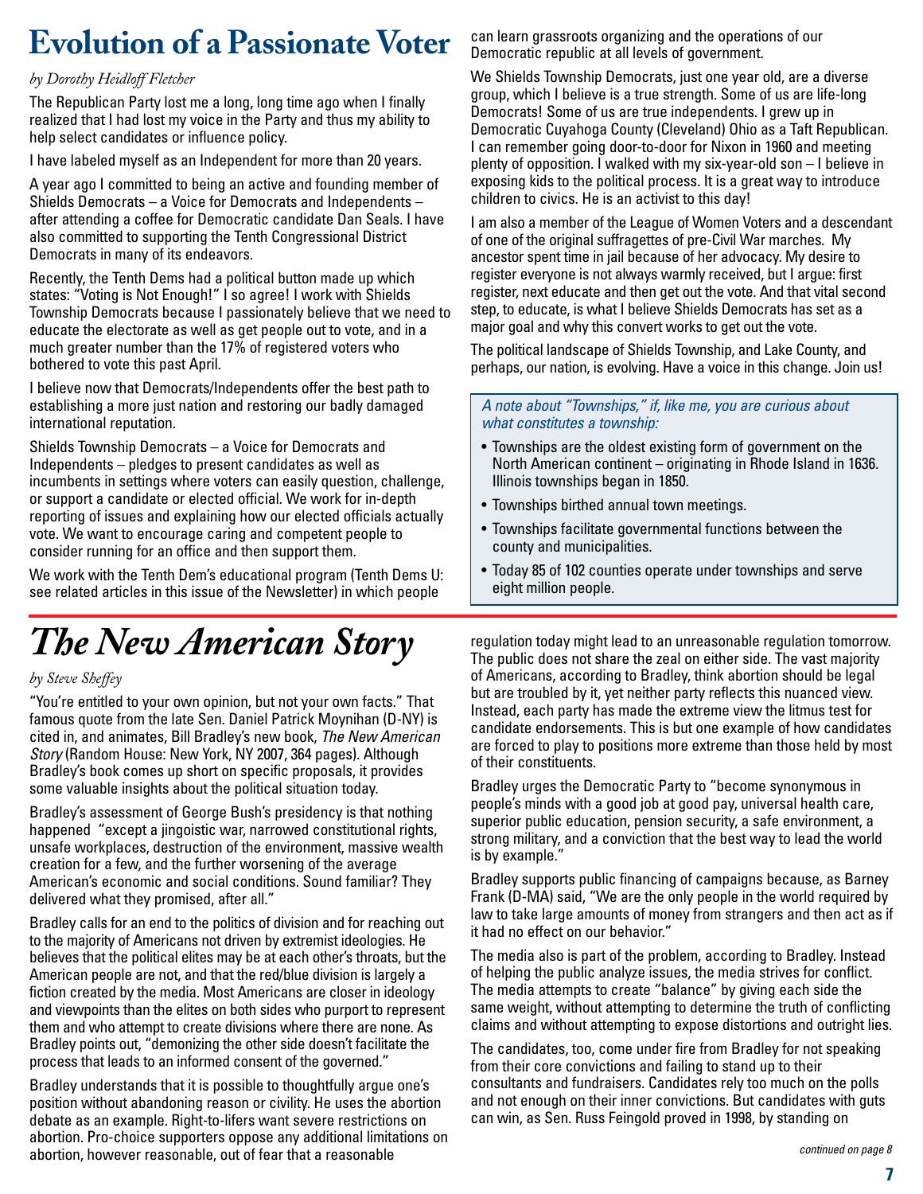# Evolution of a Passionate Voter

*by Dorothy Heidloff Fletcher*

The Republican Party lost me a long, long time ago when I finally realized that I had lost my voice in the Party and thus my ability to help select candidates or influence policy.

I have labeled myself as an Independent for more than 20 years.

A year ago I committed to being an active and founding member of Shields Democrats – a Voice for Democrats and Independents – after attending a coffee for Democratic candidate Dan Seals. I have also committed to supporting the Tenth Congressional District Democrats in many of its endeavors.

Recently, the Tenth Dems had a political button made up which states: "Voting is Not Enough!" I so agree! I work with Shields Township Democrats because I passionately believe that we need to educate the electorate as well as get people out to vote, and in a much greater number than the 17% of registered voters who bothered to vote this past April.

I believe now that Democrats/Independents offer the best path to establishing a more just nation and restoring our badly damaged international reputation.

Shields Township Democrats – a Voice for Democrats and Independents – pledges to present candidates as well as incumbents in settings where voters can easily question, challenge, or support a candidate or elected official. We work for in-depth reporting of issues and explaining how our elected officials actually vote. We want to encourage caring and competent people to consider running for an office and then support them.

We work with the Tenth Dem's educational program (Tenth Dems U: see related articles in this issue of the Newsletter) in which people can learn grassroots organizing and the operations of our Democratic republic at all levels of government.

We Shields Township Democrats, just one year old, are a diverse group, which I believe is a true strength. Some of us are life-long Democrats! Some of us are true independents. I grew up in Democratic Cuyahoga County (Cleveland) Ohio as a Taft Republican. I can remember going door-to-door for Nixon in 1960 and meeting plenty of opposition. I walked with my six-year-old son – I believe in exposing kids to the political process. It is a great way to introduce children to civics. He is an activist to this day!

I am also a member of the League of Women Voters and a descendant of one of the original suffragettes of pre-Civil War marches. My ancestor spent time in jail because of her advocacy. My desire to register everyone is not always warmly received, but I argue: first register, next educate and then get out the vote. And that vital second step, to educate, is what I believe Shields Democrats has set as a major goal and why this convert works to get out the vote.

The political landscape of Shields Township, and Lake County, and perhaps, our nation, is evolving. Have a voice in this change. Join us!

*A note about "Townships," if, like me, you are curious about what constitutes a township:*

- Townships are the oldest existing form of government on the North American continent – originating in Rhode Island in 1636. Illinois townships began in 1850.
- Townships birthed annual town meetings.
- Townships facilitate governmental functions between the county and municipalities.
- Today 85 of 102 counties operate under townships and serve eight million people.

# *The New American Story*

*by Steve Sheffey*

"You're entitled to your own opinion, but not your own facts." That famous quote from the late Sen. Daniel Patrick Moynihan (D-NY) is cited in, and animates, Bill Bradley's new book, *The New American Story* (Random House: New York, NY 2007, 364 pages). Although Bradley's book comes up short on specific proposals, it provides some valuable insights about the political situation today.

Bradley's assessment of George Bush's presidency is that nothing happened "except a jingoistic war, narrowed constitutional rights, unsafe workplaces, destruction of the environment, massive wealth creation for a few, and the further worsening of the average American's economic and social conditions. Sound familiar? They delivered what they promised, after all."

Bradley calls for an end to the politics of division and for reaching out to the majority of Americans not driven by extremist ideologies. He believes that the political elites may be at each other's throats, but the American people are not, and that the red/blue division is largely a fiction created by the media. Most Americans are closer in ideology and viewpoints than the elites on both sides who purport to represent them and who attempt to create divisions where there are none. As Bradley points out, "demonizing the other side doesn't facilitate the process that leads to an informed consent of the governed."

Bradley understands that it is possible to thoughtfully argue one's position without abandoning reason or civility. He uses the abortion debate as an example. Right-to-lifers want severe restrictions on abortion. Pro-choice supporters oppose any additional limitations on abortion, however reasonable, out of fear that a reasonable regulation today might lead to an unreasonable regulation tomorrow. The public does not share the zeal on either side. The vast majority of Americans, according to Bradley, think abortion should be legal but are troubled by it, yet neither party reflects this nuanced view. Instead, each party has made the extreme view the litmus test for candidate endorsements. This is but one example of how candidates are forced to play to positions more extreme than those held by most of their constituents.

Bradley urges the Democratic Party to "become synonymous in people's minds with a good job at good pay, universal health care, superior public education, pension security, a safe environment, a strong military, and a conviction that the best way to lead the world is by example."

Bradley supports public financing of campaigns because, as Barney Frank (D-MA) said, "We are the only people in the world required by law to take large amounts of money from strangers and then act as if it had no effect on our behavior."

The media also is part of the problem, according to Bradley. Instead of helping the public analyze issues, the media strives for conflict. The media attempts to create "balance" by giving each side the same weight, without attempting to determine the truth of conflicting claims and without attempting to expose distortions and outright lies.

The candidates, too, come under fire from Bradley for not speaking from their core convictions and failing to stand up to their consultants and fundraisers. Candidates rely too much on the polls and not enough on their inner convictions. But candidates with guts can win, as Sen. Russ Feingold proved in 1998, by standing on

*continued on page 8*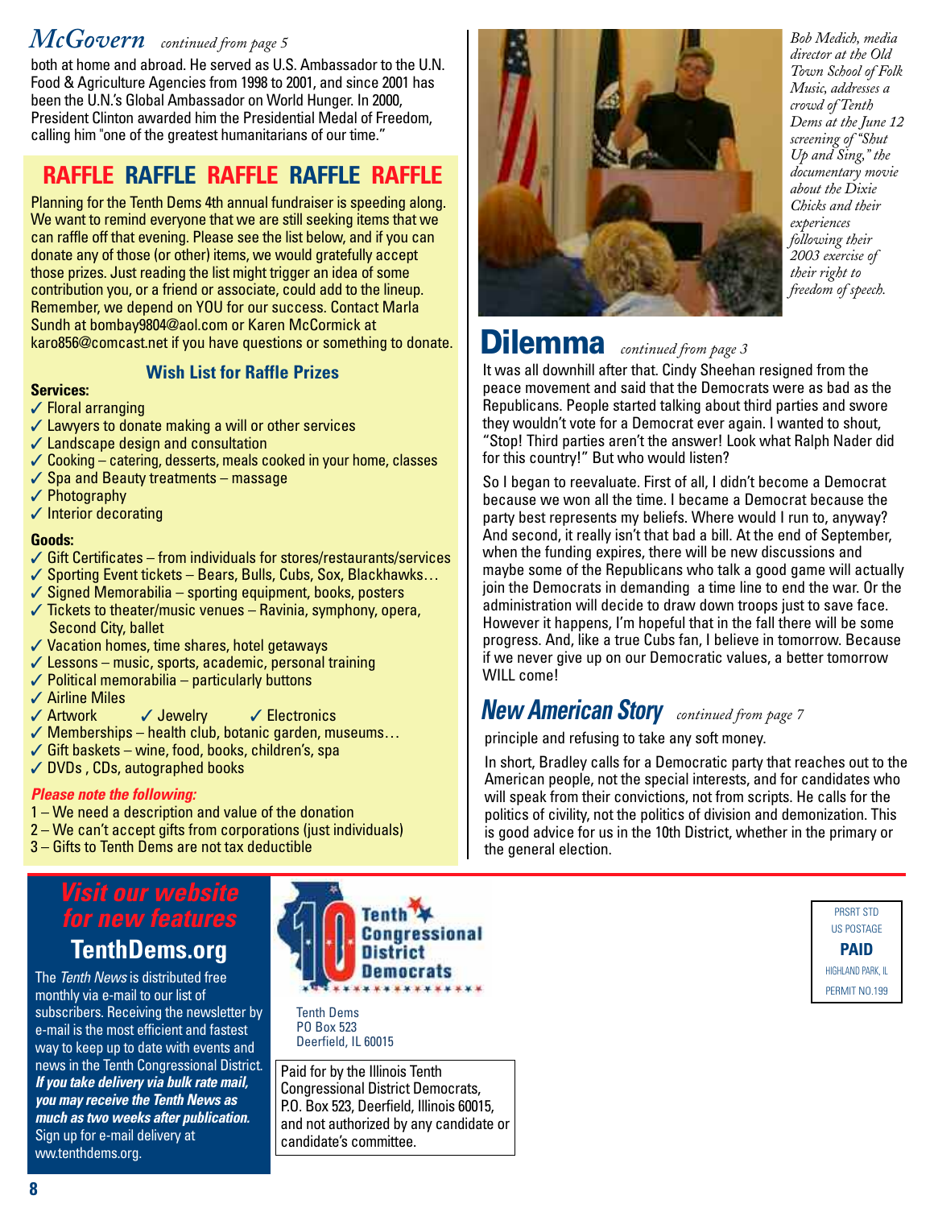## *McGovern* *continued from page 5*

both at home and abroad. He served as U.S. Ambassador to the U.N. Food & Agriculture Agencies from 1998 to 2001, and since 2001 has been the U.N.'s Global Ambassador on World Hunger. In 2000, President Clinton awarded him the Presidential Medal of Freedom, calling him "one of the greatest humanitarians of our time."

## RAFFLE RAFFLE RAFFLE RAFFLE RAFFLE

Planning for the Tenth Dems 4th annual fundraiser is speeding along. We want to remind everyone that we are still seeking items that we can raffle off that evening. Please see the list below, and if you can donate any of those (or other) items, we would gratefully accept those prizes. Just reading the list might trigger an idea of some contribution you, or a friend or associate, could add to the lineup. Remember, we depend on YOU for our success. Contact Marla Sundh at bombay9804@aol.com or Karen McCormick at karo856@comcast.net if you have questions or something to donate.

### Wish List for Raffle Prizes

**Services:**

- ✓ Floral arranging
- ✓ Lawyers to donate making a will or other services
- ✓ Landscape design and consultation
- ✓ Cooking – catering, desserts, meals cooked in your home, classes
- ✓ Spa and Beauty treatments – massage
- ✓ Photography
- ✓ Interior decorating

**Goods:**

- ✓ Gift Certificates – from individuals for stores/restaurants/services
- ✓ Sporting Event tickets – Bears, Bulls, Cubs, Sox, Blackhawks…
- ✓ Signed Memorabilia – sporting equipment, books, posters
- ✓ Tickets to theater/music venues – Ravinia, symphony, opera, Second City, ballet
- ✓ Vacation homes, time shares, hotel getaways
- ✓ Lessons – music, sports, academic, personal training
- ✓ Political memorabilia – particularly buttons
- ✓ Airline Miles
- ✓ Artwork ✓ Jewelry ✓ Electronics
- ✓ Memberships – health club, botanic garden, museums…
- ✓ Gift baskets – wine, food, books, children's, spa
- ✓ DVDs , CDs, autographed books

***Please note the following:***

1 – We need a description and value of the donation
2 – We can't accept gifts from corporations (just individuals)
3 – Gifts to Tenth Dems are not tax deductible

*Bob Medich, media director at the Old Town School of Folk Music, addresses a crowd of Tenth Dems at the June 12 screening of "Shut Up and Sing," the documentary movie about the Dixie Chicks and their experiences following their 2003 exercise of their right to freedom of speech.*

## Dilemma *continued from page 3*

It was all downhill after that. Cindy Sheehan resigned from the peace movement and said that the Democrats were as bad as the Republicans. People started talking about third parties and swore they wouldn't vote for a Democrat ever again. I wanted to shout, "Stop! Third parties aren't the answer! Look what Ralph Nader did for this country!" But who would listen?

So I began to reevaluate. First of all, I didn't become a Democrat because we won all the time. I became a Democrat because the party best represents my beliefs. Where would I run to, anyway? And second, it really isn't that bad a bill. At the end of September, when the funding expires, there will be new discussions and maybe some of the Republicans who talk a good game will actually join the Democrats in demanding a time line to end the war. Or the administration will decide to draw down troops just to save face. However it happens, I'm hopeful that in the fall there will be some progress. And, like a true Cubs fan, I believe in tomorrow. Because if we never give up on our Democratic values, a better tomorrow WILL come!

## *New American Story* *continued from page 7*

principle and refusing to take any soft money.

In short, Bradley calls for a Democratic party that reaches out to the American people, not the special interests, and for candidates who will speak from their convictions, not from scripts. He calls for the politics of civility, not the politics of division and demonization. This is good advice for us in the 10th District, whether in the primary or the general election.

***Visit our website for new features***

**TenthDems.org**

The *Tenth News* is distributed free monthly via e-mail to our list of subscribers. Receiving the newsletter by e-mail is the most efficient and fastest way to keep up to date with events and news in the Tenth Congressional District. ***If you take delivery via bulk rate mail, you may receive the Tenth News as much as two weeks after publication.*** Sign up for e-mail delivery at www.tenthdems.org.

Tenth Congressional District Democrats

Tenth Dems
PO Box 523
Deerfield, IL 60015

Paid for by the Illinois Tenth Congressional District Democrats, P.O. Box 523, Deerfield, Illinois 60015, and not authorized by any candidate or candidate's committee.

PRSRT STD
US POSTAGE
**PAID**
HIGHLAND PARK, IL
PERMIT NO.199